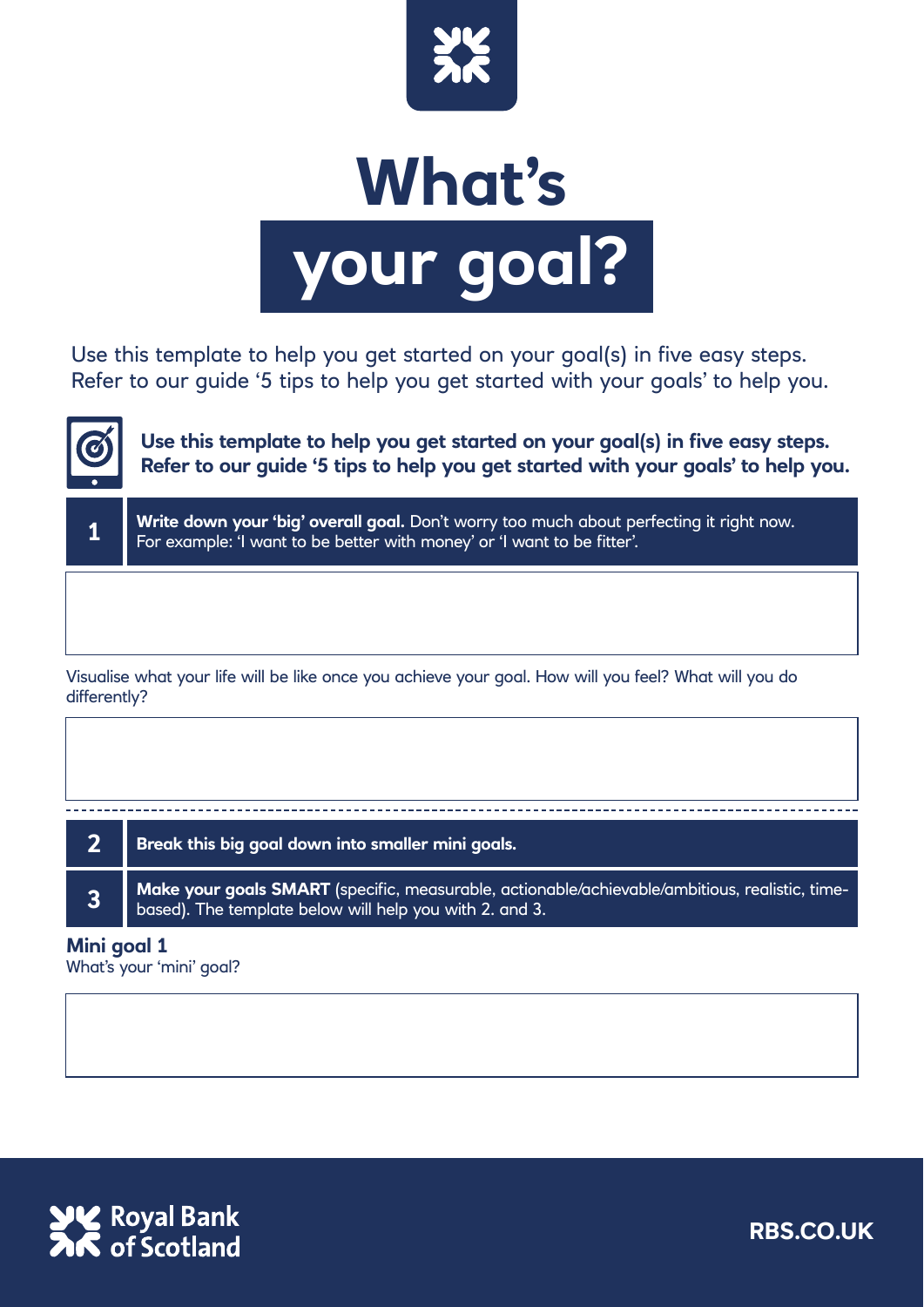# What's your goal?

Use this template to help you get started on your goal(s) in five easy steps. Refer to our guide '5 tips to help you get started with your goals' to help you.

**Use this template to help you get started on your goal(s) in five easy steps. Refer to our guide '5 tips to help you get started with your goals' to help you.**

**1** **Write down your 'big' overall goal.** Don't worry too much about perfecting it right now. For example: 'I want to be better with money' or 'I want to be fitter'.

Visualise what your life will be like once you achieve your goal. How will you feel? What will you do differently?

---

**2** **Break this big goal down into smaller mini goals.**

**3** **Make your goals SMART** (specific, measurable, actionable/achievable/ambitious, realistic, time-based). The template below will help you with 2. and 3.

**Mini goal 1**

What's your 'mini' goal?

Royal Bank of Scotland

RBS.CO.UK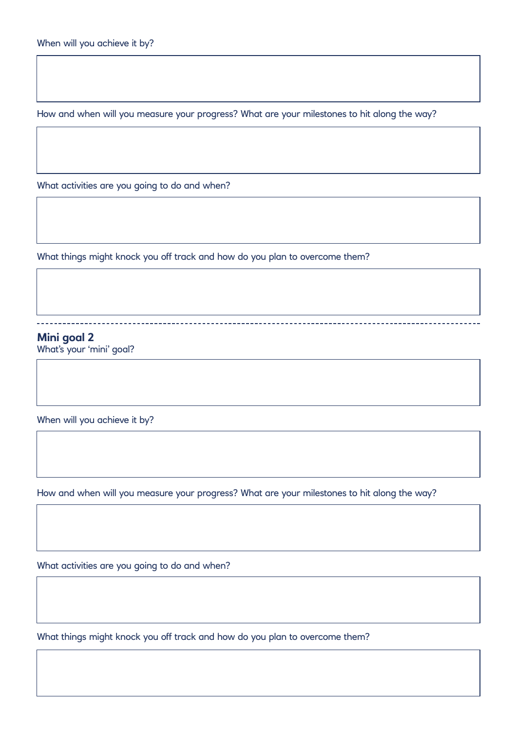When will you achieve it by?

How and when will you measure your progress? What are your milestones to hit along the way?

What activities are you going to do and when?

What things might knock you off track and how do you plan to overcome them?

---

**Mini goal 2**

What's your 'mini' goal?

When will you achieve it by?

How and when will you measure your progress? What are your milestones to hit along the way?

What activities are you going to do and when?

What things might knock you off track and how do you plan to overcome them?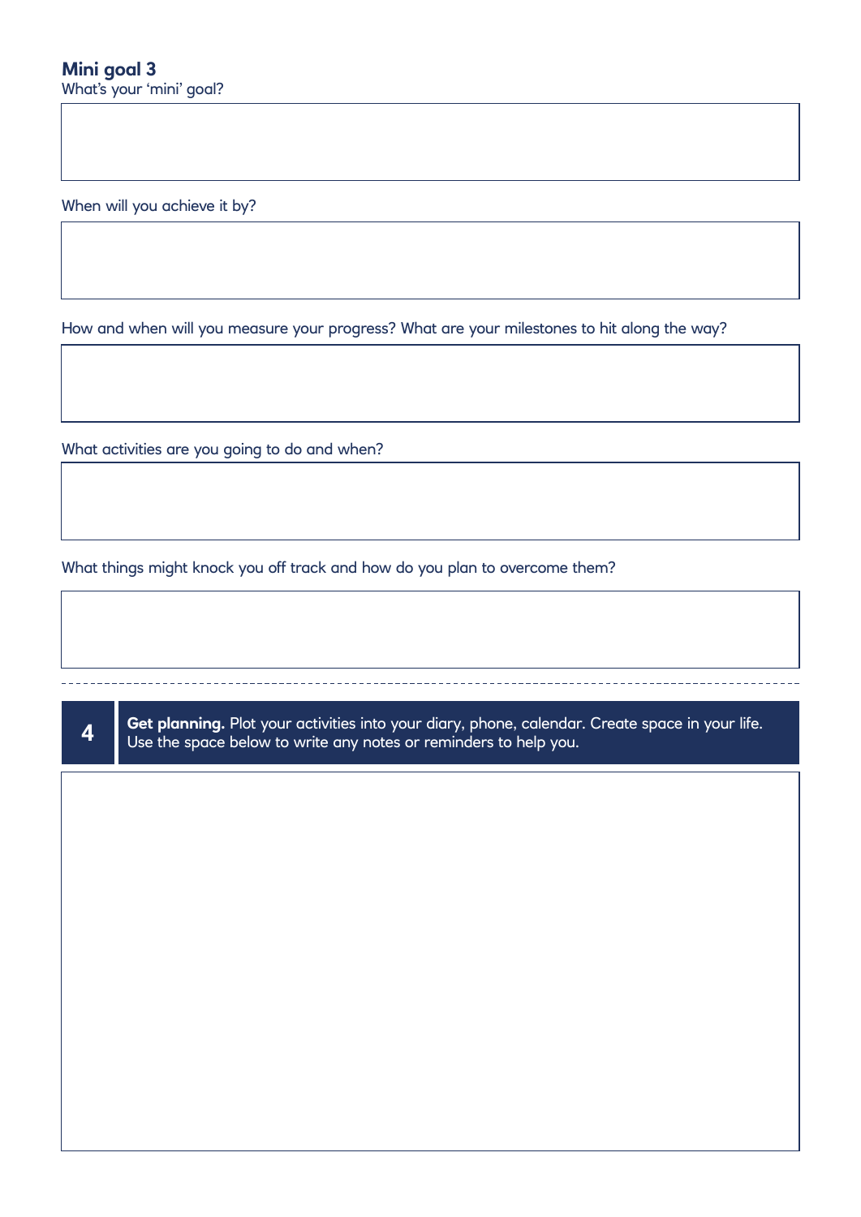## Mini goal 3

What's your 'mini' goal?

When will you achieve it by?

How and when will you measure your progress? What are your milestones to hit along the way?

What activities are you going to do and when?

What things might knock you off track and how do you plan to overcome them?

---

**4** **Get planning.** Plot your activities into your diary, phone, calendar. Create space in your life. Use the space below to write any notes or reminders to help you.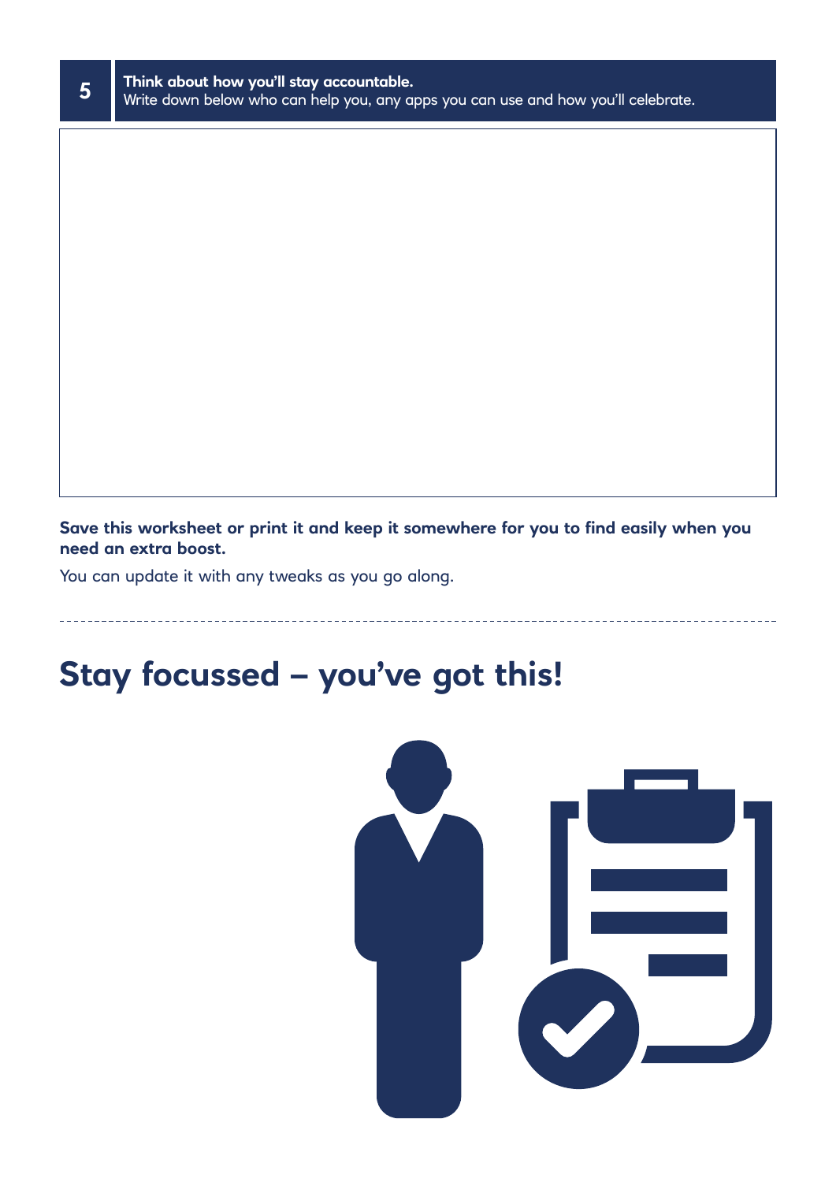**5** **Think about how you'll stay accountable.**
Write down below who can help you, any apps you can use and how you'll celebrate.

**Save this worksheet or print it and keep it somewhere for you to find easily when you need an extra boost.**

You can update it with any tweaks as you go along.

## Stay focussed – you've got this!